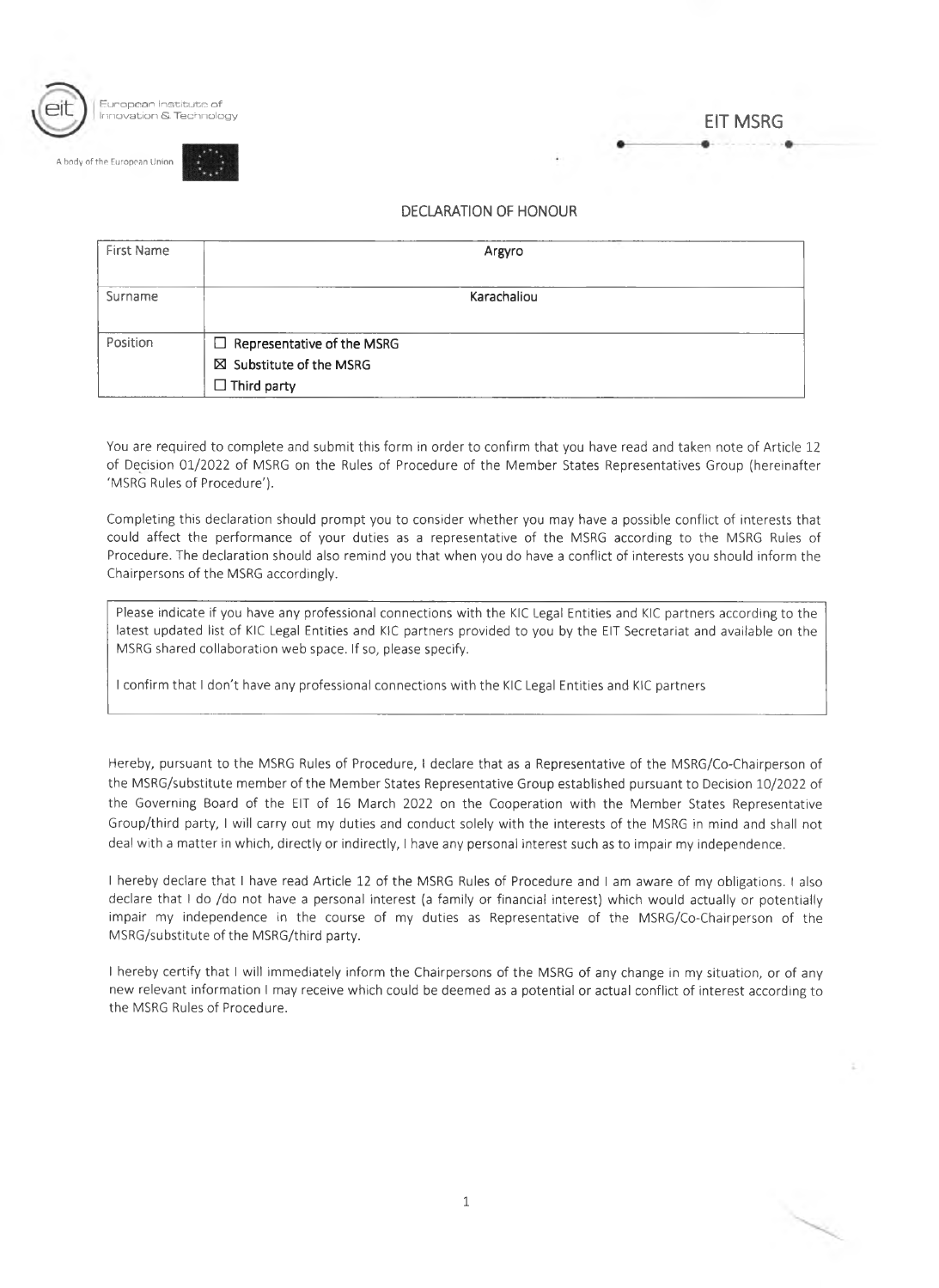European Institute of Innovation & Technology

A body of the European Union

EIT MSRG

# DECLARATION OF HONOUR

| First Name | Argyro |
|---|---|
| Surname | Karachaliou |
| Position | ☐ Representative of the MSRG<br>☒ Substitute of the MSRG<br>☐ Third party |

You are required to complete and submit this form in order to confirm that you have read and taken note of Article 12 of Decision 01/2022 of MSRG on the Rules of Procedure of the Member States Representatives Group (hereinafter 'MSRG Rules of Procedure').

Completing this declaration should prompt you to consider whether you may have a possible conflict of interests that could affect the performance of your duties as a representative of the MSRG according to the MSRG Rules of Procedure. The declaration should also remind you that when you do have a conflict of interests you should inform the Chairpersons of the MSRG accordingly.

Please indicate if you have any professional connections with the KIC Legal Entities and KIC partners according to the latest updated list of KIC Legal Entities and KIC partners provided to you by the EIT Secretariat and available on the MSRG shared collaboration web space. If so, please specify.

I confirm that I don't have any professional connections with the KIC Legal Entities and KIC partners

Hereby, pursuant to the MSRG Rules of Procedure, I declare that as a Representative of the MSRG/Co-Chairperson of the MSRG/substitute member of the Member States Representative Group established pursuant to Decision 10/2022 of the Governing Board of the EIT of 16 March 2022 on the Cooperation with the Member States Representative Group/third party, I will carry out my duties and conduct solely with the interests of the MSRG in mind and shall not deal with a matter in which, directly or indirectly, I have any personal interest such as to impair my independence.

I hereby declare that I have read Article 12 of the MSRG Rules of Procedure and I am aware of my obligations. I also declare that I do /do not have a personal interest (a family or financial interest) which would actually or potentially impair my independence in the course of my duties as Representative of the MSRG/Co-Chairperson of the MSRG/substitute of the MSRG/third party.

I hereby certify that I will immediately inform the Chairpersons of the MSRG of any change in my situation, or of any new relevant information I may receive which could be deemed as a potential or actual conflict of interest according to the MSRG Rules of Procedure.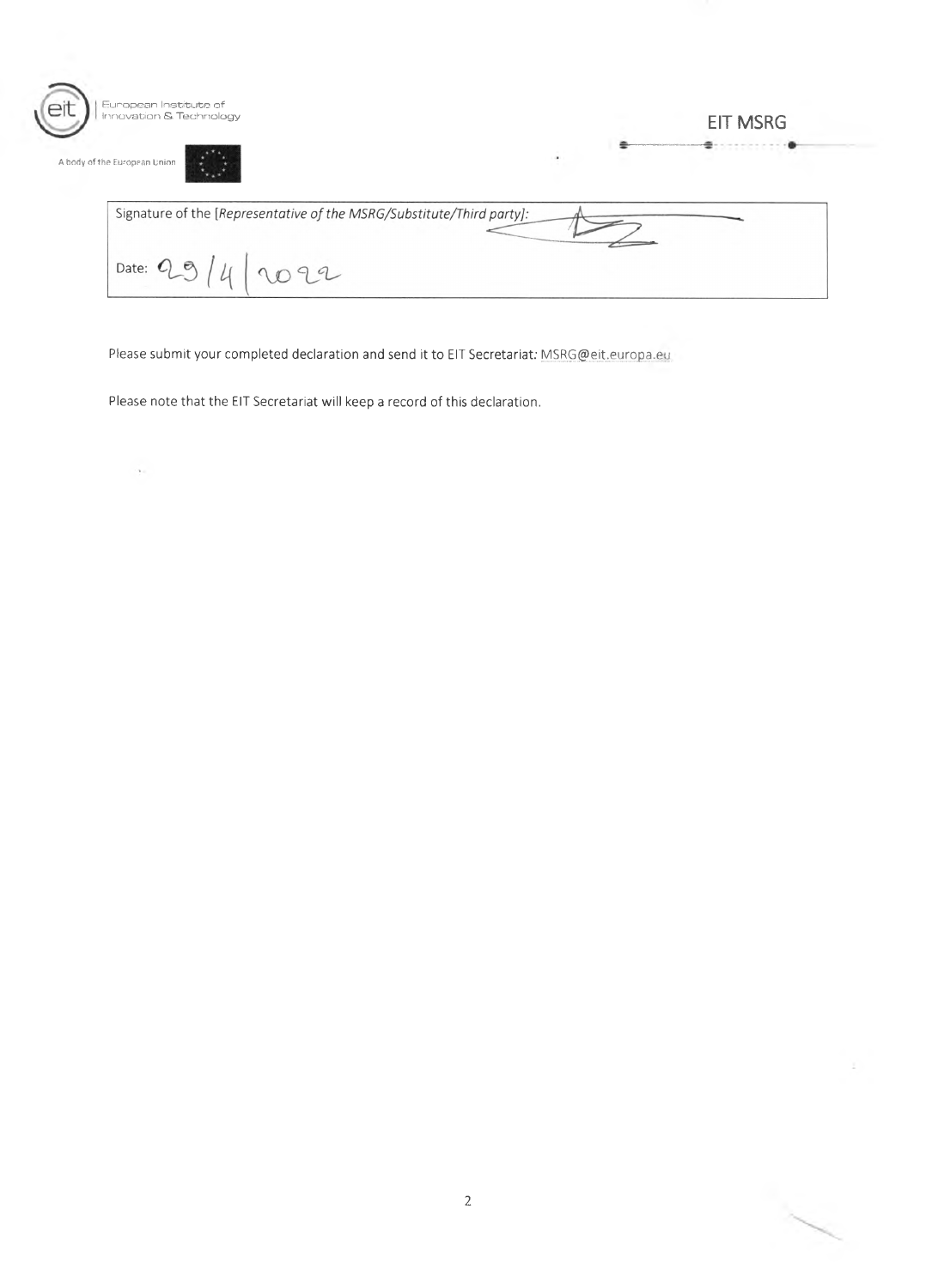European Institute of Innovation & Technology

A body of the European Union

EIT MSRG

| | |
|---|---|
| Signature of the [*Representative of the MSRG/Substitute/Third party*]: | |
| Date: 29/4/2022 | |

Please submit your completed declaration and send it to EIT Secretariat: MSRG@eit.europa.eu

Please note that the EIT Secretariat will keep a record of this declaration.